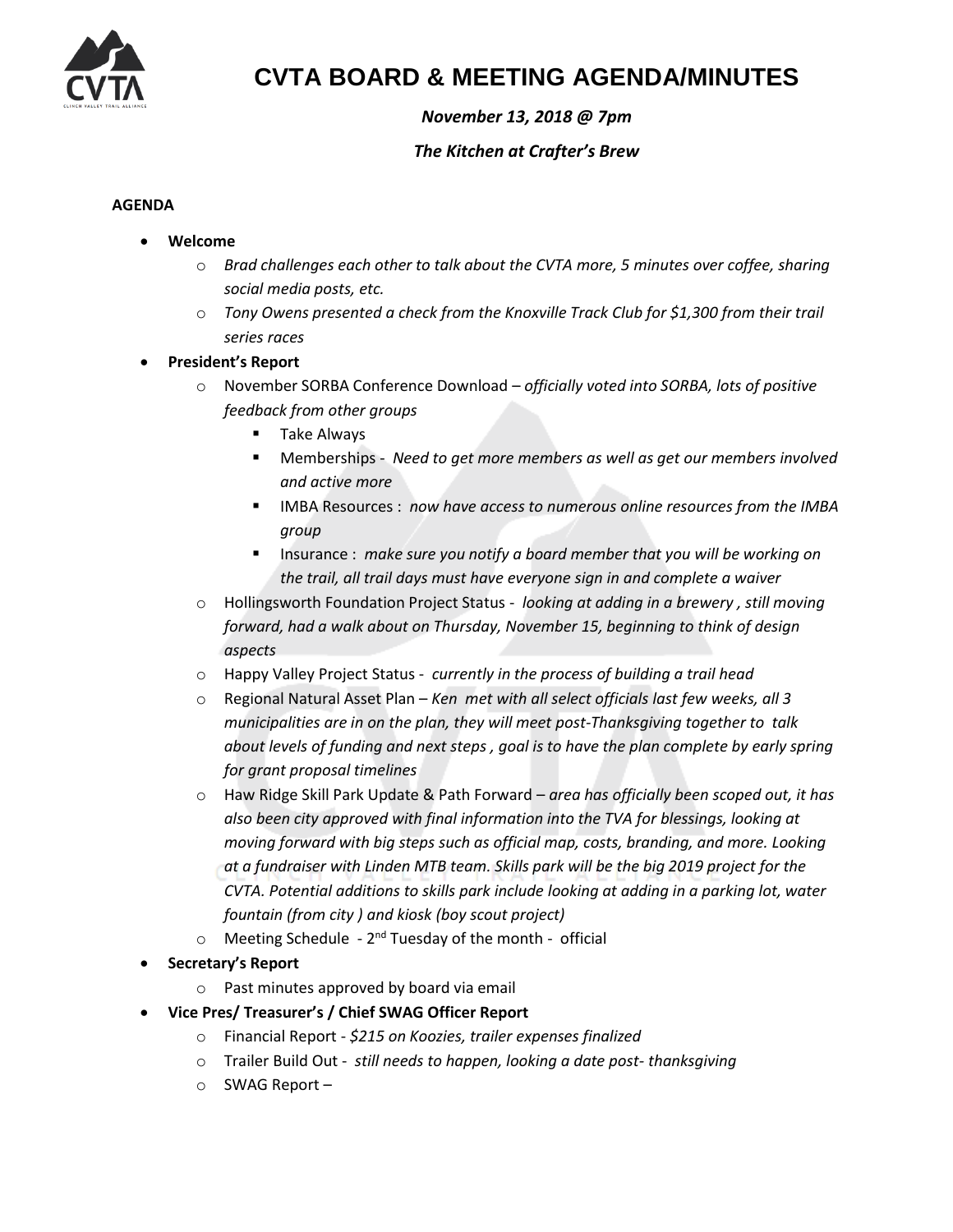# CVTA BOARD & MEETING AGENDA/MINUTES

***November 13, 2018 @ 7pm***

***The Kitchen at Crafter's Brew***

**AGENDA**

- **Welcome**
  - *Brad challenges each other to talk about the CVTA more, 5 minutes over coffee, sharing social media posts, etc.*
  - *Tony Owens presented a check from the Knoxville Track Club for $1,300 from their trail series races*
- **President's Report**
  - November SORBA Conference Download – *officially voted into SORBA, lots of positive feedback from other groups*
    - Take Always
    - Memberships - *Need to get more members as well as get our members involved and active more*
    - IMBA Resources : *now have access to numerous online resources from the IMBA group*
    - Insurance : *make sure you notify a board member that you will be working on the trail, all trail days must have everyone sign in and complete a waiver*
  - Hollingsworth Foundation Project Status - *looking at adding in a brewery , still moving forward, had a walk about on Thursday, November 15, beginning to think of design aspects*
  - Happy Valley Project Status - *currently in the process of building a trail head*
  - Regional Natural Asset Plan – *Ken met with all select officials last few weeks, all 3 municipalities are in on the plan, they will meet post-Thanksgiving together to talk about levels of funding and next steps , goal is to have the plan complete by early spring for grant proposal timelines*
  - Haw Ridge Skill Park Update & Path Forward – *area has officially been scoped out, it has also been city approved with final information into the TVA for blessings, looking at moving forward with big steps such as official map, costs, branding, and more. Looking at a fundraiser with Linden MTB team. Skills park will be the big 2019 project for the CVTA. Potential additions to skills park include looking at adding in a parking lot, water fountain (from city ) and kiosk (boy scout project)*
  - Meeting Schedule - 2nd Tuesday of the month - official
- **Secretary's Report**
  - Past minutes approved by board via email
- **Vice Pres/ Treasurer's / Chief SWAG Officer Report**
  - Financial Report - *$215 on Koozies, trailer expenses finalized*
  - Trailer Build Out - *still needs to happen, looking a date post- thanksgiving*
  - SWAG Report –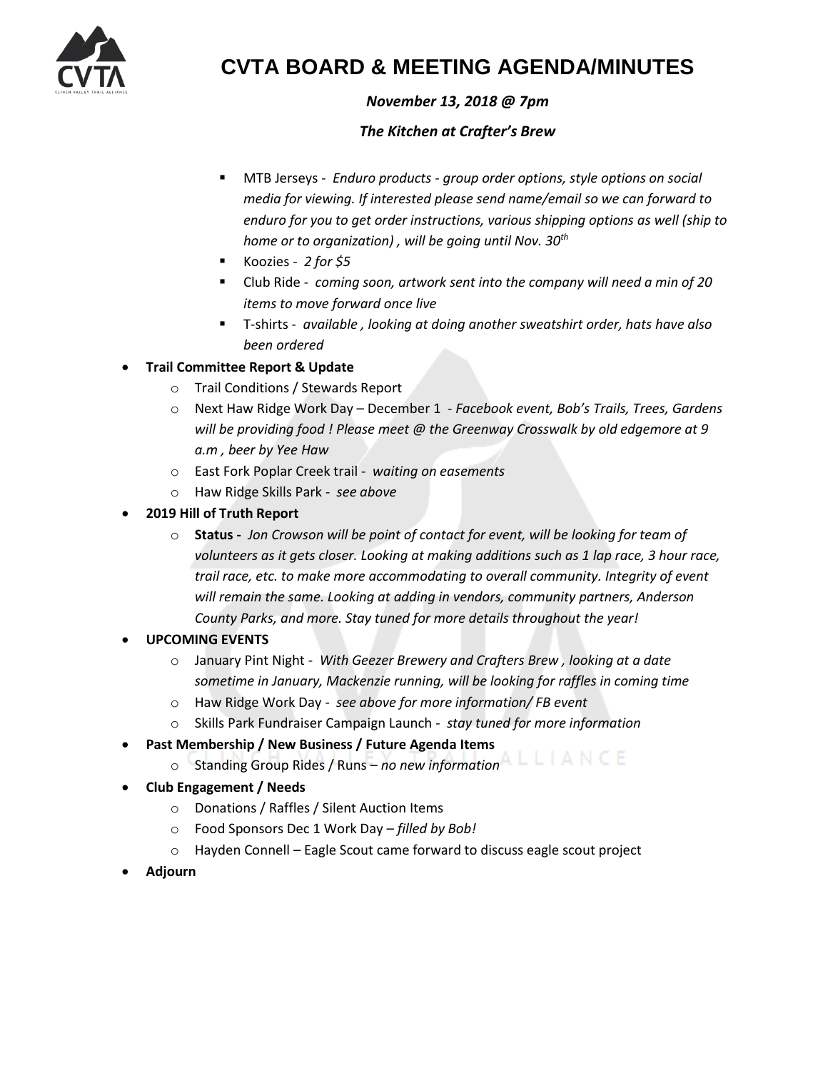# CVTA BOARD & MEETING AGENDA/MINUTES

***November 13, 2018 @ 7pm***

***The Kitchen at Crafter's Brew***

    - MTB Jerseys - *Enduro products - group order options, style options on social media for viewing. If interested please send name/email so we can forward to enduro for you to get order instructions, various shipping options as well (ship to home or to organization) , will be going until Nov. 30th*
    - Koozies - *2 for $5*
    - Club Ride - *coming soon, artwork sent into the company will need a min of 20 items to move forward once live*
    - T-shirts - *available , looking at doing another sweatshirt order, hats have also been ordered*

- **Trail Committee Report & Update**
  - Trail Conditions / Stewards Report
  - Next Haw Ridge Work Day – December 1 - *Facebook event, Bob's Trails, Trees, Gardens will be providing food ! Please meet @ the Greenway Crosswalk by old edgemore at 9 a.m , beer by Yee Haw*
  - East Fork Poplar Creek trail - *waiting on easements*
  - Haw Ridge Skills Park - *see above*
- **2019 Hill of Truth Report**
  - **Status -** *Jon Crowson will be point of contact for event, will be looking for team of volunteers as it gets closer. Looking at making additions such as 1 lap race, 3 hour race, trail race, etc. to make more accommodating to overall community. Integrity of event will remain the same. Looking at adding in vendors, community partners, Anderson County Parks, and more. Stay tuned for more details throughout the year!*
- **UPCOMING EVENTS**
  - January Pint Night - *With Geezer Brewery and Crafters Brew , looking at a date sometime in January, Mackenzie running, will be looking for raffles in coming time*
  - Haw Ridge Work Day - *see above for more information/ FB event*
  - Skills Park Fundraiser Campaign Launch - *stay tuned for more information*
- **Past Membership / New Business / Future Agenda Items**
  - Standing Group Rides / Runs – *no new information*
- **Club Engagement / Needs**
  - Donations / Raffles / Silent Auction Items
  - Food Sponsors Dec 1 Work Day – *filled by Bob!*
  - Hayden Connell – Eagle Scout came forward to discuss eagle scout project
- **Adjourn**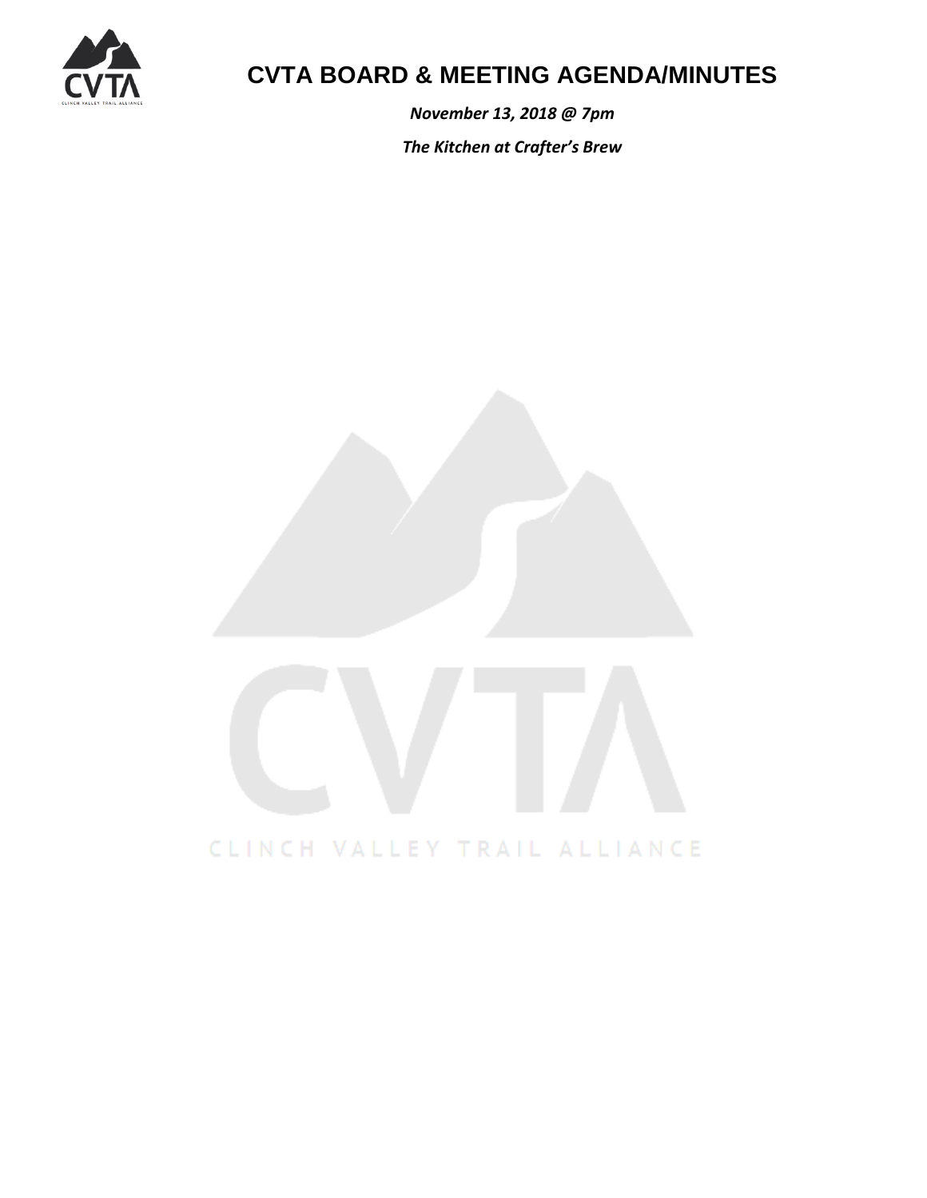# CVTA BOARD & MEETING AGENDA/MINUTES

***November 13, 2018 @ 7pm***

***The Kitchen at Crafter's Brew***